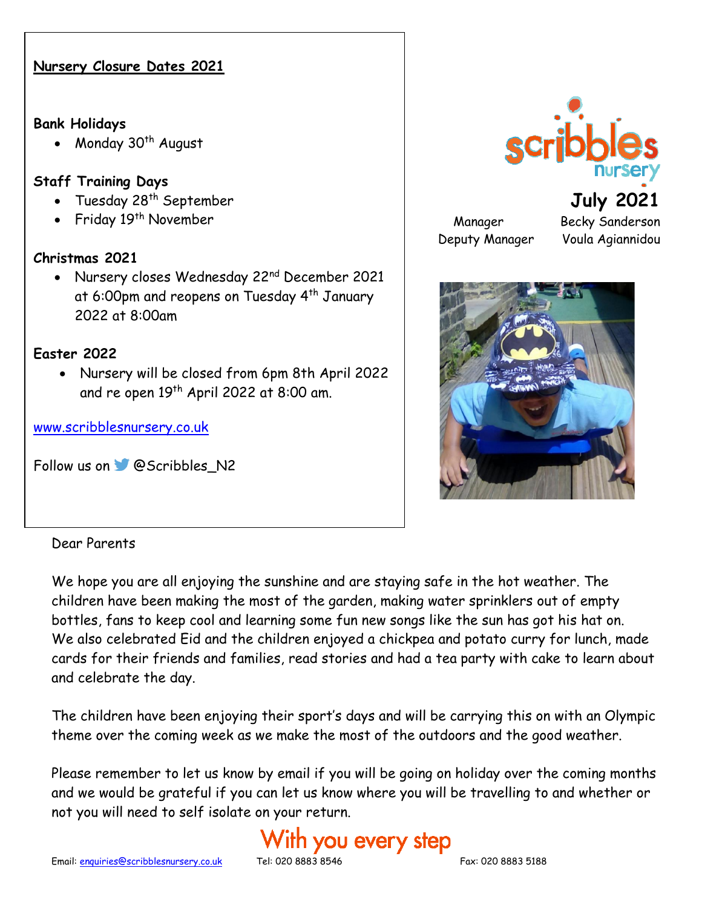## Nursery Closure Dates 2021

**Bank Holidays**

- Monday 30th August

**Staff Training Days**

- Tuesday 28th September
- Friday 19th November

**Christmas 2021**

- Nursery closes Wednesday 22nd December 2021 at 6:00pm and reopens on Tuesday 4th January 2022 at 8:00am

**Easter 2022**

- Nursery will be closed from 6pm 8th April 2022 and re open 19th April 2022 at 8:00 am.

www.scribblesnursery.co.uk

Follow us on @Scribbles_N2

scribbles nursery

# July 2021

| | |
|---|---|
| Manager | Becky Sanderson |
| Deputy Manager | Voula Agiannidou |

Dear Parents

We hope you are all enjoying the sunshine and are staying safe in the hot weather. The children have been making the most of the garden, making water sprinklers out of empty bottles, fans to keep cool and learning some fun new songs like the sun has got his hat on. We also celebrated Eid and the children enjoyed a chickpea and potato curry for lunch, made cards for their friends and families, read stories and had a tea party with cake to learn about and celebrate the day.

The children have been enjoying their sport's days and will be carrying this on with an Olympic theme over the coming week as we make the most of the outdoors and the good weather.

Please remember to let us know by email if you will be going on holiday over the coming months and we would be grateful if you can let us know where you will be travelling to and whether or not you will need to self isolate on your return.

With you every step

Email: enquiries@scribblesnursery.co.uk Tel: 020 8883 8546 Fax: 020 8883 5188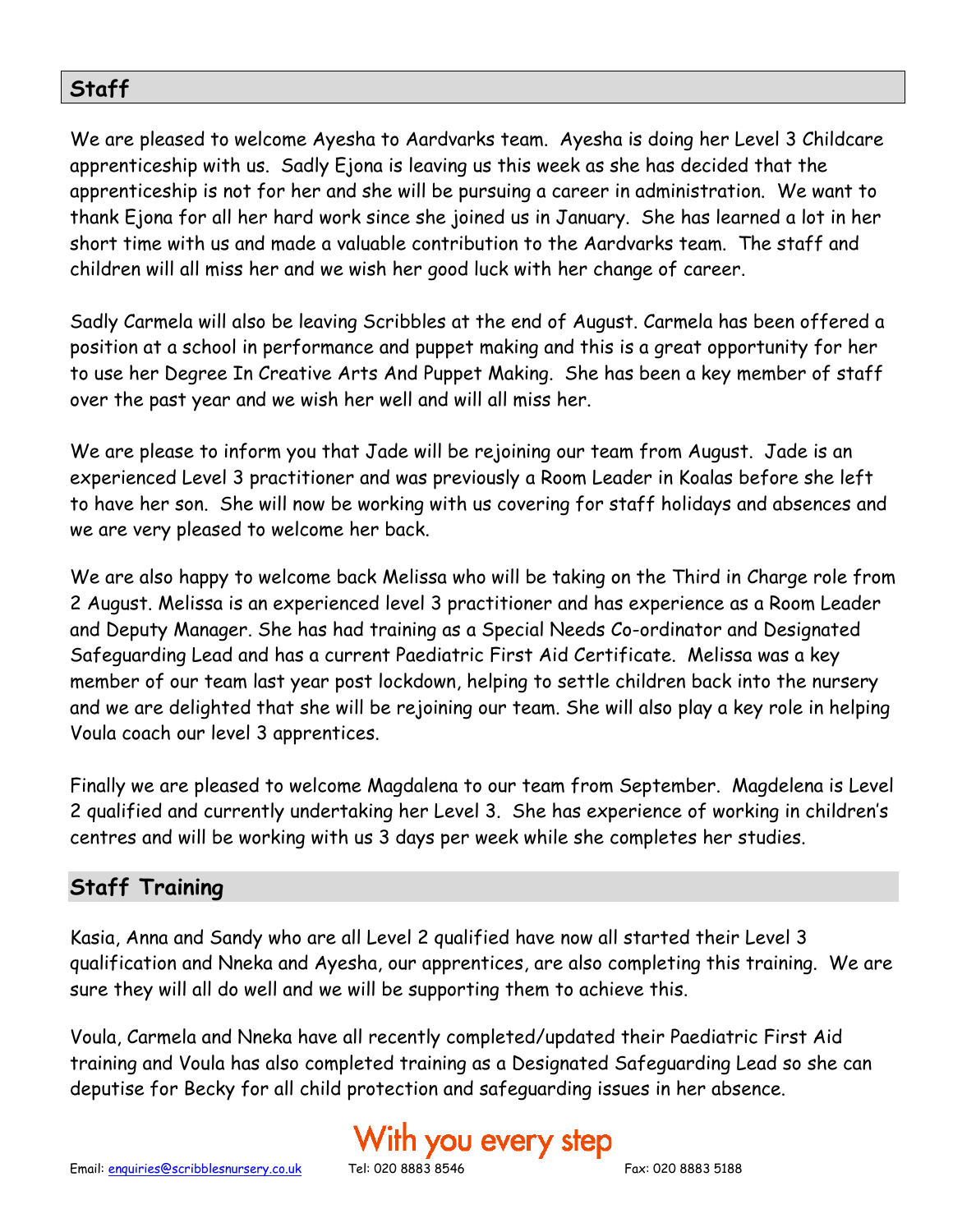## Staff

We are pleased to welcome Ayesha to Aardvarks team. Ayesha is doing her Level 3 Childcare apprenticeship with us. Sadly Ejona is leaving us this week as she has decided that the apprenticeship is not for her and she will be pursuing a career in administration. We want to thank Ejona for all her hard work since she joined us in January. She has learned a lot in her short time with us and made a valuable contribution to the Aardvarks team. The staff and children will all miss her and we wish her good luck with her change of career.

Sadly Carmela will also be leaving Scribbles at the end of August. Carmela has been offered a position at a school in performance and puppet making and this is a great opportunity for her to use her Degree In Creative Arts And Puppet Making. She has been a key member of staff over the past year and we wish her well and will all miss her.

We are please to inform you that Jade will be rejoining our team from August. Jade is an experienced Level 3 practitioner and was previously a Room Leader in Koalas before she left to have her son. She will now be working with us covering for staff holidays and absences and we are very pleased to welcome her back.

We are also happy to welcome back Melissa who will be taking on the Third in Charge role from 2 August. Melissa is an experienced level 3 practitioner and has experience as a Room Leader and Deputy Manager. She has had training as a Special Needs Co-ordinator and Designated Safeguarding Lead and has a current Paediatric First Aid Certificate. Melissa was a key member of our team last year post lockdown, helping to settle children back into the nursery and we are delighted that she will be rejoining our team. She will also play a key role in helping Voula coach our level 3 apprentices.

Finally we are pleased to welcome Magdalena to our team from September. Magdelena is Level 2 qualified and currently undertaking her Level 3. She has experience of working in children's centres and will be working with us 3 days per week while she completes her studies.

## Staff Training

Kasia, Anna and Sandy who are all Level 2 qualified have now all started their Level 3 qualification and Nneka and Ayesha, our apprentices, are also completing this training. We are sure they will all do well and we will be supporting them to achieve this.

Voula, Carmela and Nneka have all recently completed/updated their Paediatric First Aid training and Voula has also completed training as a Designated Safeguarding Lead so she can deputise for Becky for all child protection and safeguarding issues in her absence.

With you every step

Email: enquiries@scribblesnursery.co.uk Tel: 020 8883 8546 Fax: 020 8883 5188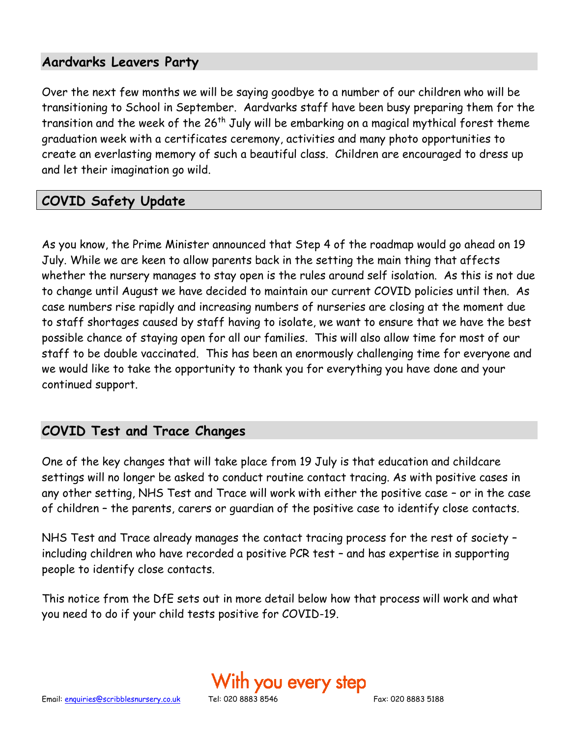## Aardvarks Leavers Party

Over the next few months we will be saying goodbye to a number of our children who will be transitioning to School in September. Aardvarks staff have been busy preparing them for the transition and the week of the 26th July will be embarking on a magical mythical forest theme graduation week with a certificates ceremony, activities and many photo opportunities to create an everlasting memory of such a beautiful class. Children are encouraged to dress up and let their imagination go wild.

## COVID Safety Update

As you know, the Prime Minister announced that Step 4 of the roadmap would go ahead on 19 July. While we are keen to allow parents back in the setting the main thing that affects whether the nursery manages to stay open is the rules around self isolation. As this is not due to change until August we have decided to maintain our current COVID policies until then. As case numbers rise rapidly and increasing numbers of nurseries are closing at the moment due to staff shortages caused by staff having to isolate, we want to ensure that we have the best possible chance of staying open for all our families. This will also allow time for most of our staff to be double vaccinated. This has been an enormously challenging time for everyone and we would like to take the opportunity to thank you for everything you have done and your continued support.

## COVID Test and Trace Changes

One of the key changes that will take place from 19 July is that education and childcare settings will no longer be asked to conduct routine contact tracing. As with positive cases in any other setting, NHS Test and Trace will work with either the positive case – or in the case of children – the parents, carers or guardian of the positive case to identify close contacts.

NHS Test and Trace already manages the contact tracing process for the rest of society – including children who have recorded a positive PCR test – and has expertise in supporting people to identify close contacts.

This notice from the DfE sets out in more detail below how that process will work and what you need to do if your child tests positive for COVID-19.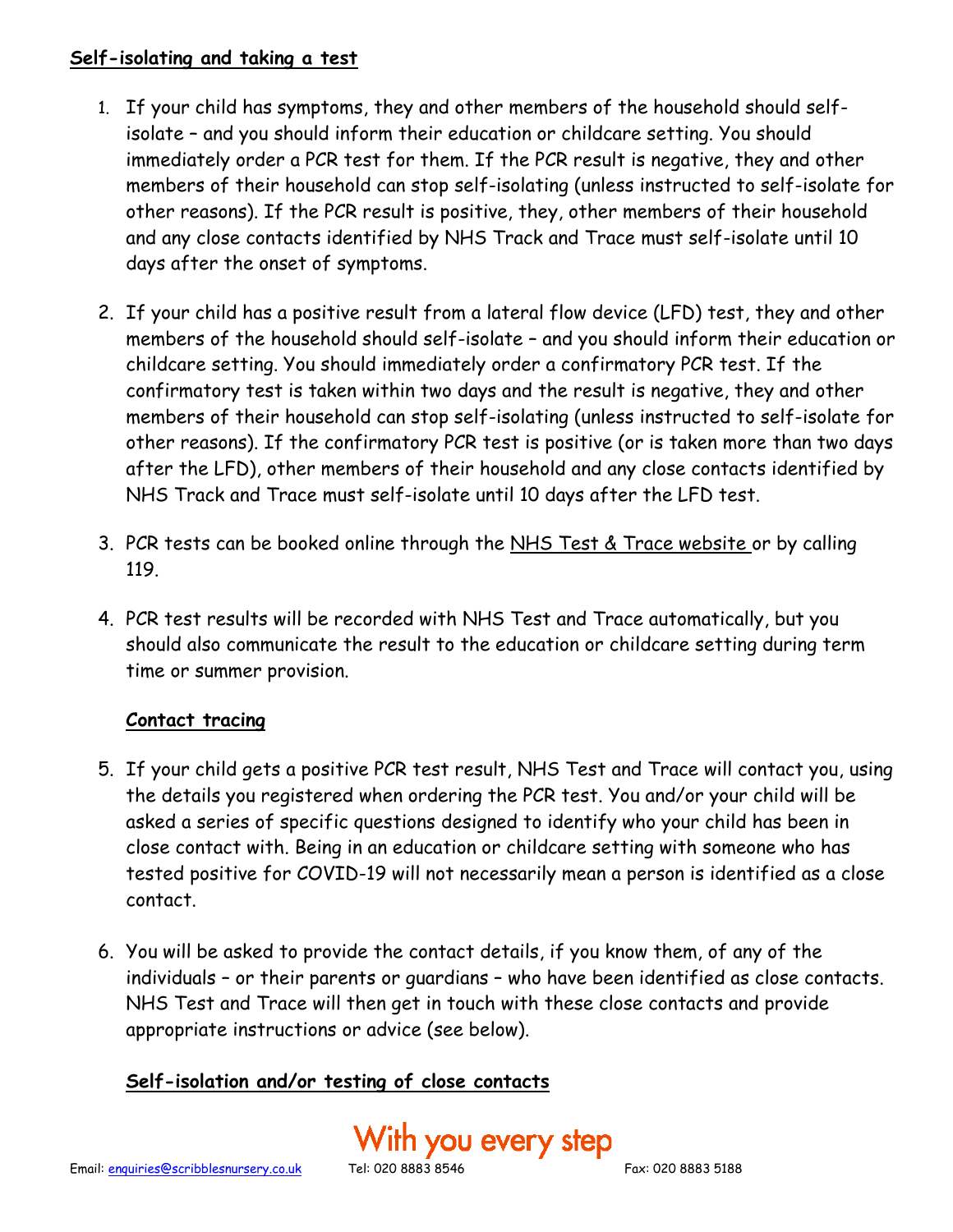**Self-isolating and taking a test**

1. If your child has symptoms, they and other members of the household should self-isolate – and you should inform their education or childcare setting. You should immediately order a PCR test for them. If the PCR result is negative, they and other members of their household can stop self-isolating (unless instructed to self-isolate for other reasons). If the PCR result is positive, they, other members of their household and any close contacts identified by NHS Track and Trace must self-isolate until 10 days after the onset of symptoms.

2. If your child has a positive result from a lateral flow device (LFD) test, they and other members of the household should self-isolate – and you should inform their education or childcare setting. You should immediately order a confirmatory PCR test. If the confirmatory test is taken within two days and the result is negative, they and other members of their household can stop self-isolating (unless instructed to self-isolate for other reasons). If the confirmatory PCR test is positive (or is taken more than two days after the LFD), other members of their household and any close contacts identified by NHS Track and Trace must self-isolate until 10 days after the LFD test.

3. PCR tests can be booked online through the NHS Test & Trace website or by calling 119.

4. PCR test results will be recorded with NHS Test and Trace automatically, but you should also communicate the result to the education or childcare setting during term time or summer provision.

**Contact tracing**

5. If your child gets a positive PCR test result, NHS Test and Trace will contact you, using the details you registered when ordering the PCR test. You and/or your child will be asked a series of specific questions designed to identify who your child has been in close contact with. Being in an education or childcare setting with someone who has tested positive for COVID-19 will not necessarily mean a person is identified as a close contact.

6. You will be asked to provide the contact details, if you know them, of any of the individuals – or their parents or guardians – who have been identified as close contacts. NHS Test and Trace will then get in touch with these close contacts and provide appropriate instructions or advice (see below).

**Self-isolation and/or testing of close contacts**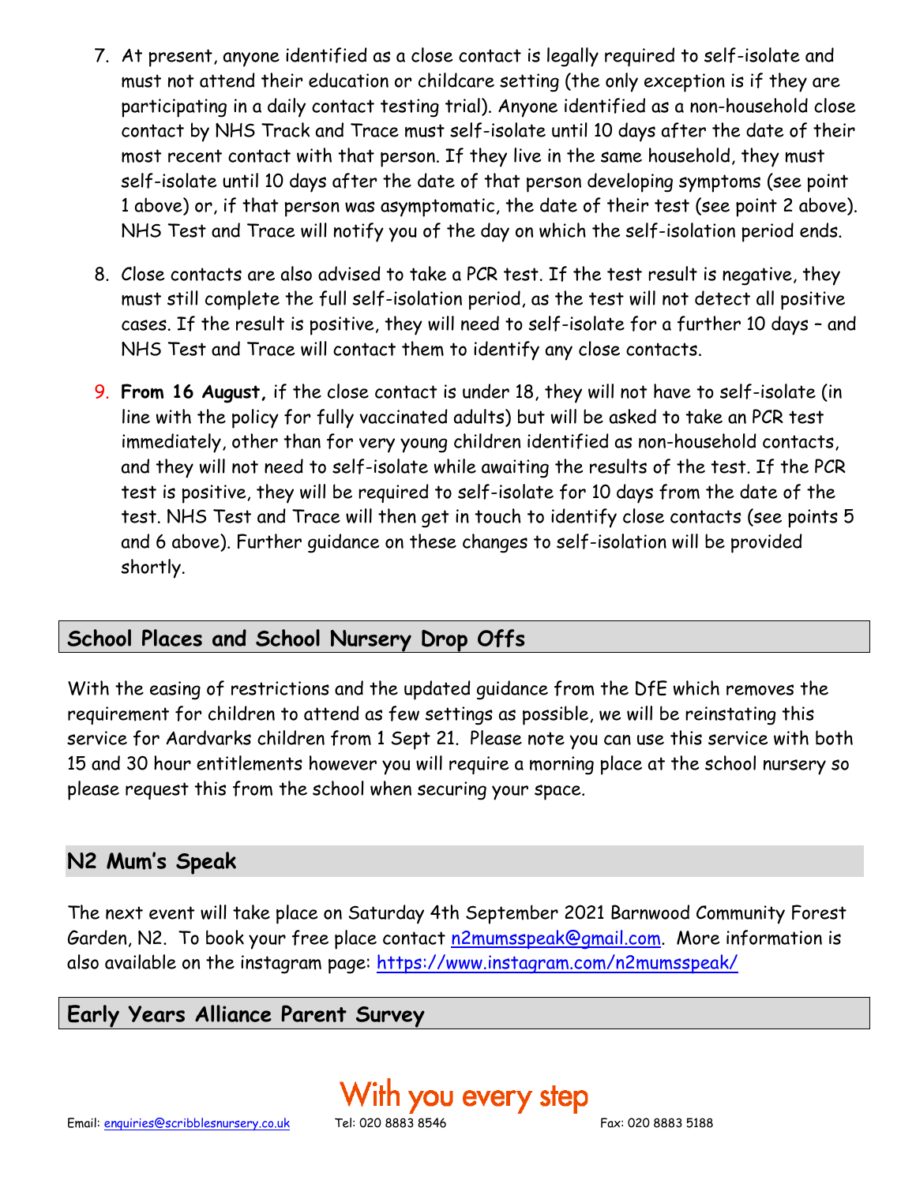7. At present, anyone identified as a close contact is legally required to self-isolate and must not attend their education or childcare setting (the only exception is if they are participating in a daily contact testing trial). Anyone identified as a non-household close contact by NHS Track and Trace must self-isolate until 10 days after the date of their most recent contact with that person. If they live in the same household, they must self-isolate until 10 days after the date of that person developing symptoms (see point 1 above) or, if that person was asymptomatic, the date of their test (see point 2 above). NHS Test and Trace will notify you of the day on which the self-isolation period ends.

8. Close contacts are also advised to take a PCR test. If the test result is negative, they must still complete the full self-isolation period, as the test will not detect all positive cases. If the result is positive, they will need to self-isolate for a further 10 days – and NHS Test and Trace will contact them to identify any close contacts.

9. **From 16 August,** if the close contact is under 18, they will not have to self-isolate (in line with the policy for fully vaccinated adults) but will be asked to take an PCR test immediately, other than for very young children identified as non-household contacts, and they will not need to self-isolate while awaiting the results of the test. If the PCR test is positive, they will be required to self-isolate for 10 days from the date of the test. NHS Test and Trace will then get in touch to identify close contacts (see points 5 and 6 above). Further guidance on these changes to self-isolation will be provided shortly.

## School Places and School Nursery Drop Offs

With the easing of restrictions and the updated guidance from the DfE which removes the requirement for children to attend as few settings as possible, we will be reinstating this service for Aardvarks children from 1 Sept 21. Please note you can use this service with both 15 and 30 hour entitlements however you will require a morning place at the school nursery so please request this from the school when securing your space.

## N2 Mum's Speak

The next event will take place on Saturday 4th September 2021 Barnwood Community Forest Garden, N2. To book your free place contact n2mumsspeak@gmail.com. More information is also available on the instagram page: https://www.instagram.com/n2mumsspeak/

## Early Years Alliance Parent Survey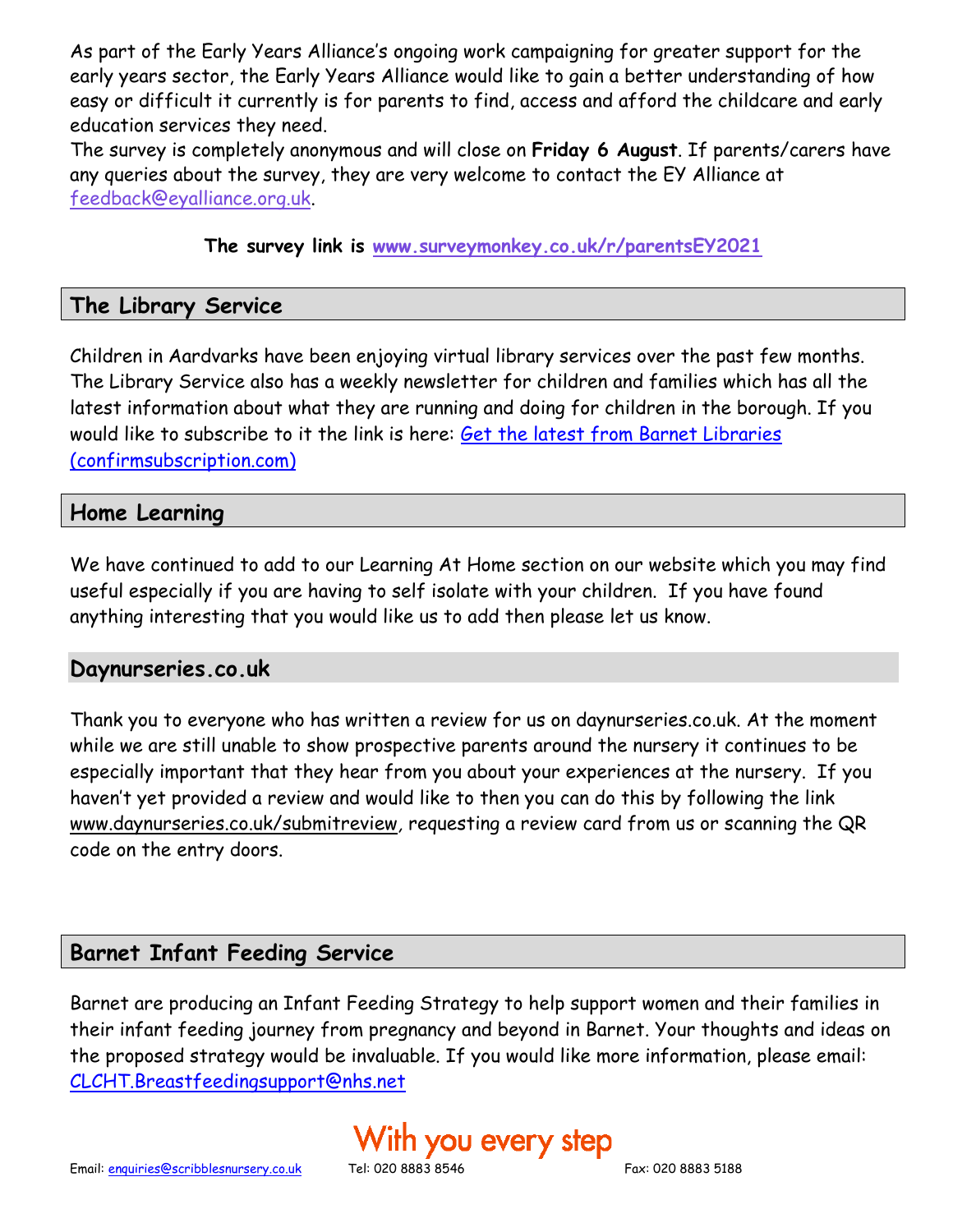As part of the Early Years Alliance's ongoing work campaigning for greater support for the early years sector, the Early Years Alliance would like to gain a better understanding of how easy or difficult it currently is for parents to find, access and afford the childcare and early education services they need.

The survey is completely anonymous and will close on **Friday 6 August**. If parents/carers have any queries about the survey, they are very welcome to contact the EY Alliance at feedback@eyalliance.org.uk.

**The survey link is www.surveymonkey.co.uk/r/parentsEY2021**

## The Library Service

Children in Aardvarks have been enjoying virtual library services over the past few months. The Library Service also has a weekly newsletter for children and families which has all the latest information about what they are running and doing for children in the borough. If you would like to subscribe to it the link is here: Get the latest from Barnet Libraries (confirmsubscription.com)

## Home Learning

We have continued to add to our Learning At Home section on our website which you may find useful especially if you are having to self isolate with your children. If you have found anything interesting that you would like us to add then please let us know.

## Daynurseries.co.uk

Thank you to everyone who has written a review for us on daynurseries.co.uk. At the moment while we are still unable to show prospective parents around the nursery it continues to be especially important that they hear from you about your experiences at the nursery. If you haven't yet provided a review and would like to then you can do this by following the link www.daynurseries.co.uk/submitreview, requesting a review card from us or scanning the QR code on the entry doors.

## Barnet Infant Feeding Service

Barnet are producing an Infant Feeding Strategy to help support women and their families in their infant feeding journey from pregnancy and beyond in Barnet. Your thoughts and ideas on the proposed strategy would be invaluable. If you would like more information, please email: CLCHT.Breastfeedingsupport@nhs.net